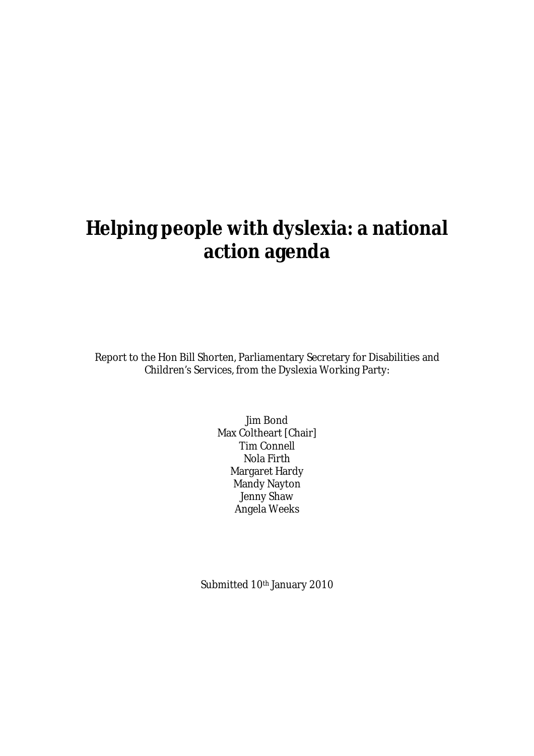# Helping people with dyslexia: a national action agenda

Report to the Hon Bill Shorten, Parliamentary Secretary for Disabilities and Children's Services, from the Dyslexia Working Party:

Jim Bond
Max Coltheart [Chair]
Tim Connell
Nola Firth
Margaret Hardy
Mandy Nayton
Jenny Shaw
Angela Weeks

Submitted 10th January 2010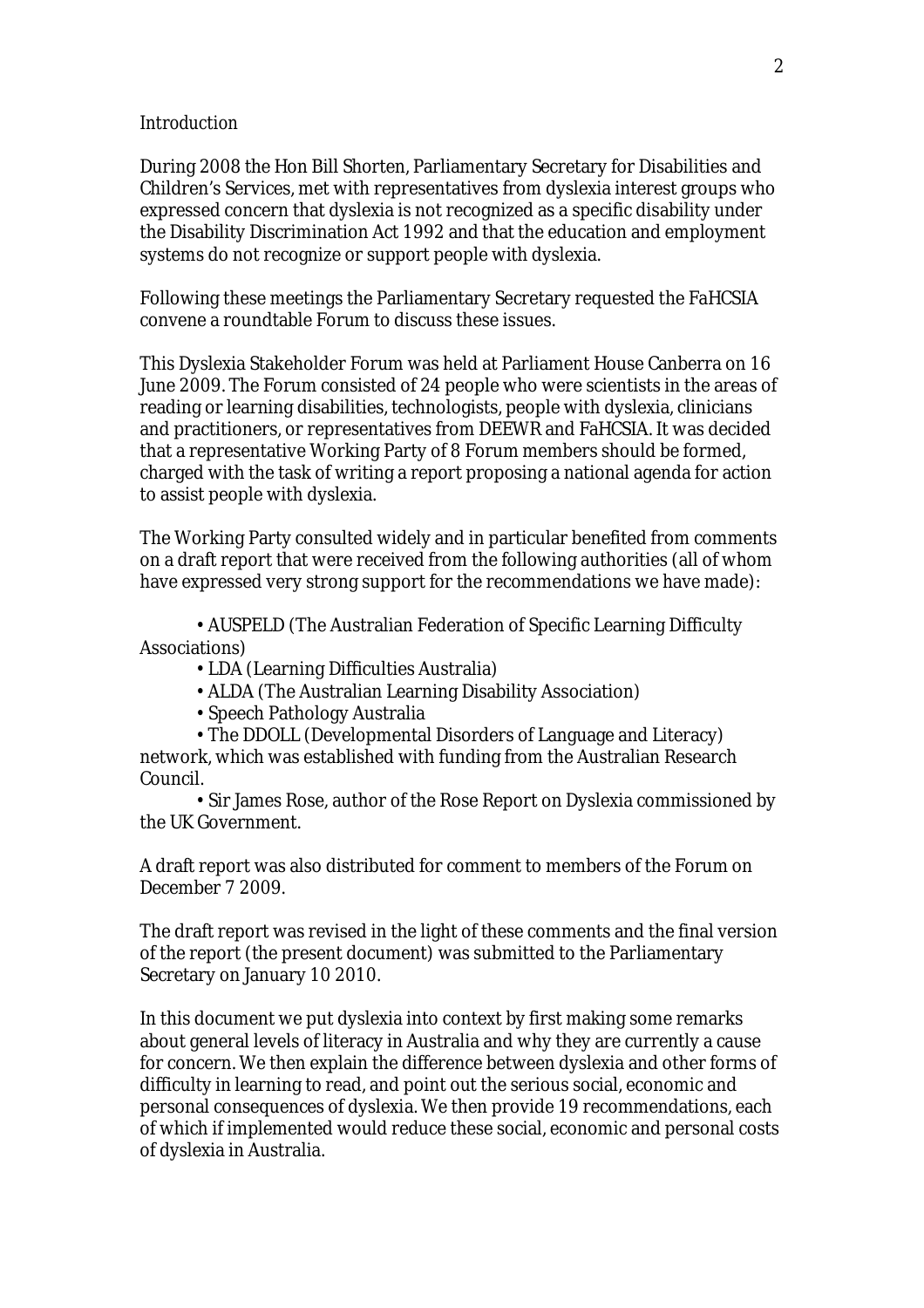## Introduction

During 2008 the Hon Bill Shorten, Parliamentary Secretary for Disabilities and Children's Services, met with representatives from dyslexia interest groups who expressed concern that dyslexia is not recognized as a specific disability under the Disability Discrimination Act 1992 and that the education and employment systems do not recognize or support people with dyslexia.

Following these meetings the Parliamentary Secretary requested the FaHCSIA convene a roundtable Forum to discuss these issues.

This Dyslexia Stakeholder Forum was held at Parliament House Canberra on 16 June 2009. The Forum consisted of 24 people who were scientists in the areas of reading or learning disabilities, technologists, people with dyslexia, clinicians and practitioners, or representatives from DEEWR and FaHCSIA. It was decided that a representative Working Party of 8 Forum members should be formed, charged with the task of writing a report proposing a national agenda for action to assist people with dyslexia.

The Working Party consulted widely and in particular benefited from comments on a draft report that were received from the following authorities (all of whom have expressed very strong support for the recommendations we have made):

- AUSPELD (The Australian Federation of Specific Learning Difficulty Associations)
- LDA (Learning Difficulties Australia)
- ALDA (The Australian Learning Disability Association)
- Speech Pathology Australia
- The DDOLL (Developmental Disorders of Language and Literacy) network, which was established with funding from the Australian Research Council.
- Sir James Rose, author of the Rose Report on Dyslexia commissioned by the UK Government.

A draft report was also distributed for comment to members of the Forum on December 7 2009.

The draft report was revised in the light of these comments and the final version of the report (the present document) was submitted to the Parliamentary Secretary on January 10 2010.

In this document we put dyslexia into context by first making some remarks about general levels of literacy in Australia and why they are currently a cause for concern. We then explain the difference between dyslexia and other forms of difficulty in learning to read, and point out the serious social, economic and personal consequences of dyslexia. We then provide 19 recommendations, each of which if implemented would reduce these social, economic and personal costs of dyslexia in Australia.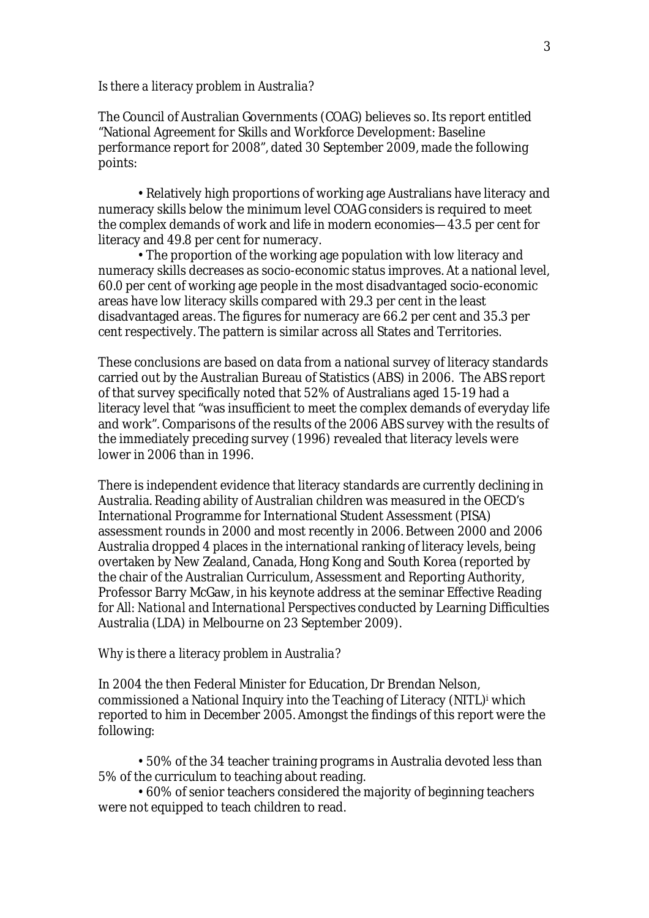*Is there a literacy problem in Australia?*

The Council of Australian Governments (COAG) believes so. Its report entitled "National Agreement for Skills and Workforce Development: Baseline performance report for 2008", dated 30 September 2009, made the following points:

- Relatively high proportions of working age Australians have literacy and numeracy skills below the minimum level COAG considers is required to meet the complex demands of work and life in modern economies— 43.5 per cent for literacy and 49.8 per cent for numeracy.
- The proportion of the working age population with low literacy and numeracy skills decreases as socio-economic status improves. At a national level, 60.0 per cent of working age people in the most disadvantaged socio-economic areas have low literacy skills compared with 29.3 per cent in the least disadvantaged areas. The figures for numeracy are 66.2 per cent and 35.3 per cent respectively. The pattern is similar across all States and Territories.

These conclusions are based on data from a national survey of literacy standards carried out by the Australian Bureau of Statistics (ABS) in 2006. The ABS report of that survey specifically noted that 52% of Australians aged 15-19 had a literacy level that "was insufficient to meet the complex demands of everyday life and work". Comparisons of the results of the 2006 ABS survey with the results of the immediately preceding survey (1996) revealed that literacy levels were lower in 2006 than in 1996.

There is independent evidence that literacy standards are currently declining in Australia. Reading ability of Australian children was measured in the OECD's International Programme for International Student Assessment (PISA) assessment rounds in 2000 and most recently in 2006. Between 2000 and 2006 Australia dropped 4 places in the international ranking of literacy levels, being overtaken by New Zealand, Canada, Hong Kong and South Korea (reported by the chair of the Australian Curriculum, Assessment and Reporting Authority, Professor Barry McGaw, in his keynote address at the seminar *Effective Reading for All: National and International Perspectives* conducted by Learning Difficulties Australia (LDA) in Melbourne on 23 September 2009).

*Why is there a literacy problem in Australia?*

In 2004 the then Federal Minister for Education, Dr Brendan Nelson, commissioned a National Inquiry into the Teaching of Literacy (NITL)[i] which reported to him in December 2005. Amongst the findings of this report were the following:

- 50% of the 34 teacher training programs in Australia devoted less than 5% of the curriculum to teaching about reading.
- 60% of senior teachers considered the majority of beginning teachers were not equipped to teach children to read.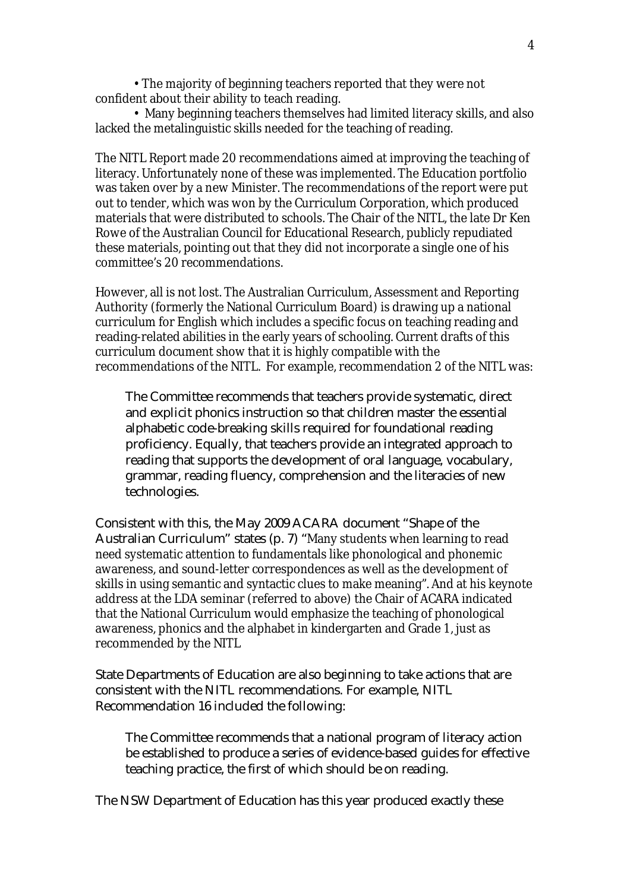- The majority of beginning teachers reported that they were not confident about their ability to teach reading.
- Many beginning teachers themselves had limited literacy skills, and also lacked the metalinguistic skills needed for the teaching of reading.

The NITL Report made 20 recommendations aimed at improving the teaching of literacy. Unfortunately none of these was implemented. The Education portfolio was taken over by a new Minister. The recommendations of the report were put out to tender, which was won by the Curriculum Corporation, which produced materials that were distributed to schools. The Chair of the NITL, the late Dr Ken Rowe of the Australian Council for Educational Research, publicly repudiated these materials, pointing out that they did not incorporate a single one of his committee's 20 recommendations.

However, all is not lost. The Australian Curriculum, Assessment and Reporting Authority (formerly the National Curriculum Board) is drawing up a national curriculum for English which includes a specific focus on teaching reading and reading-related abilities in the early years of schooling. Current drafts of this curriculum document show that it is highly compatible with the recommendations of the NITL. For example, recommendation 2 of the NITL was:

> The Committee recommends that teachers provide systematic, direct and explicit phonics instruction so that children master the essential alphabetic code-breaking skills required for foundational reading proficiency. Equally, that teachers provide an integrated approach to reading that supports the development of oral language, vocabulary, grammar, reading fluency, comprehension and the literacies of new technologies.

Consistent with this, the May 2009 ACARA document "Shape of the Australian Curriculum" states (p. 7) "Many students when learning to read need systematic attention to fundamentals like phonological and phonemic awareness, and sound-letter correspondences as well as the development of skills in using semantic and syntactic clues to make meaning". And at his keynote address at the LDA seminar (referred to above) the Chair of ACARA indicated that the National Curriculum would emphasize the teaching of phonological awareness, phonics and the alphabet in kindergarten and Grade 1, just as recommended by the NITL

State Departments of Education are also beginning to take actions that are consistent with the NITL recommendations. For example, NITL Recommendation 16 included the following:

> The Committee recommends that a national program of literacy action be established to produce a series of evidence-based guides for effective teaching practice, the first of which should be on reading.

The NSW Department of Education has this year produced exactly these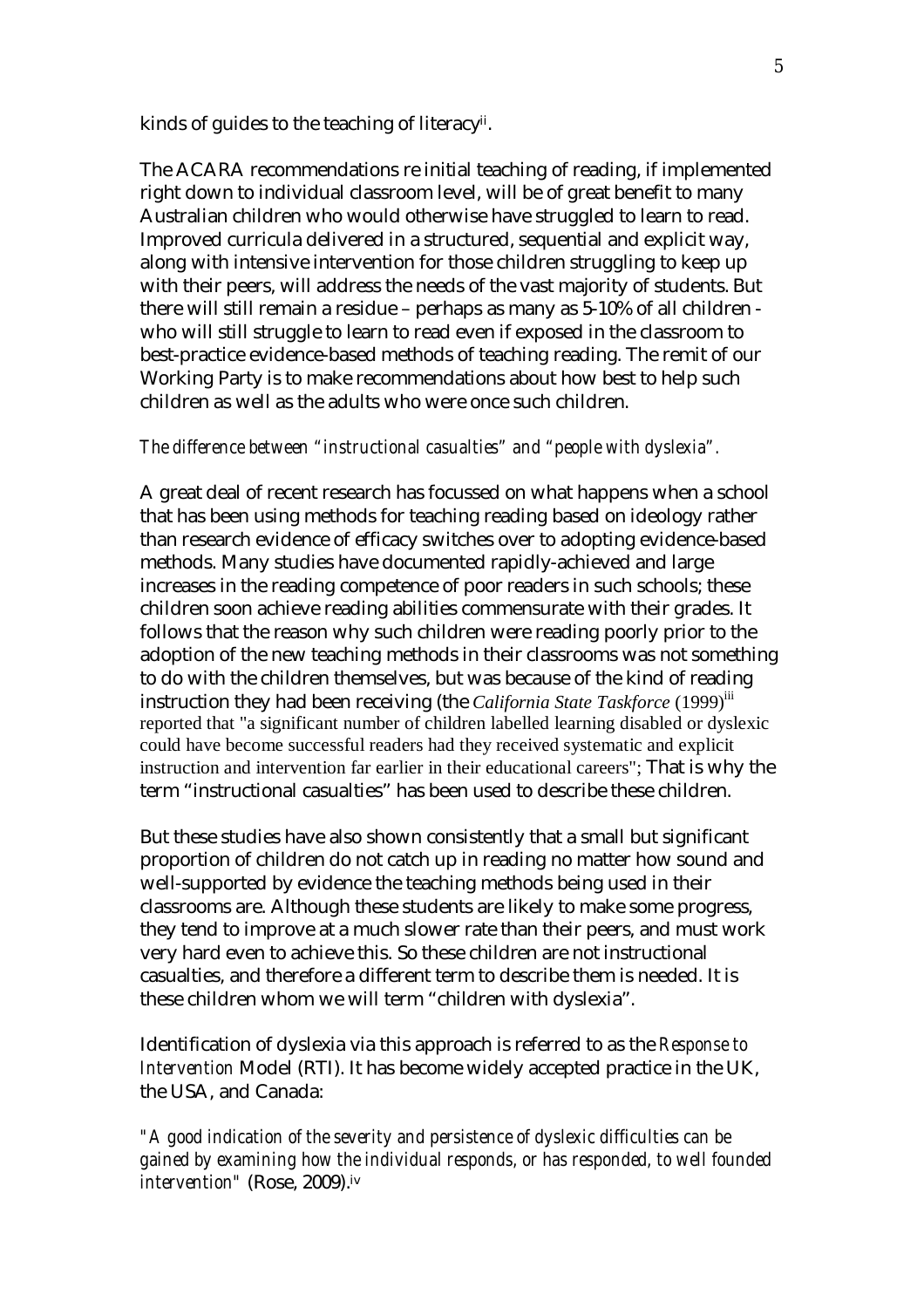kinds of guides to the teaching of literacy[ii].

The ACARA recommendations re initial teaching of reading, if implemented right down to individual classroom level, will be of great benefit to many Australian children who would otherwise have struggled to learn to read. Improved curricula delivered in a structured, sequential and explicit way, along with intensive intervention for those children struggling to keep up with their peers, will address the needs of the vast majority of students. But there will still remain a residue – perhaps as many as 5-10% of all children - who will still struggle to learn to read even if exposed in the classroom to best-practice evidence-based methods of teaching reading. The remit of our Working Party is to make recommendations about how best to help such children as well as the adults who were once such children.

*The difference between "instructional casualties" and "people with dyslexia".*

A great deal of recent research has focussed on what happens when a school that has been using methods for teaching reading based on ideology rather than research evidence of efficacy switches over to adopting evidence-based methods. Many studies have documented rapidly-achieved and large increases in the reading competence of poor readers in such schools; these children soon achieve reading abilities commensurate with their grades. It follows that the reason why such children were reading poorly prior to the adoption of the new teaching methods in their classrooms was not something to do with the children themselves, but was because of the kind of reading instruction they had been receiving (the *California State Taskforce* (1999)[iii] reported that "a significant number of children labelled learning disabled or dyslexic could have become successful readers had they received systematic and explicit instruction and intervention far earlier in their educational careers"; That is why the term "instructional casualties" has been used to describe these children.

But these studies have also shown consistently that a small but significant proportion of children do not catch up in reading no matter how sound and well-supported by evidence the teaching methods being used in their classrooms are. Although these students are likely to make some progress, they tend to improve at a much slower rate than their peers, and must work very hard even to achieve this. So these children are not instructional casualties, and therefore a different term to describe them is needed. It is these children whom we will term "children with dyslexia".

Identification of dyslexia via this approach is referred to as the *Response to Intervention* Model (RTI). It has become widely accepted practice in the UK, the USA, and Canada:

*"A good indication of the severity and persistence of dyslexic difficulties can be gained by examining how the individual responds, or has responded, to well founded intervention"* (Rose, 2009).[iv]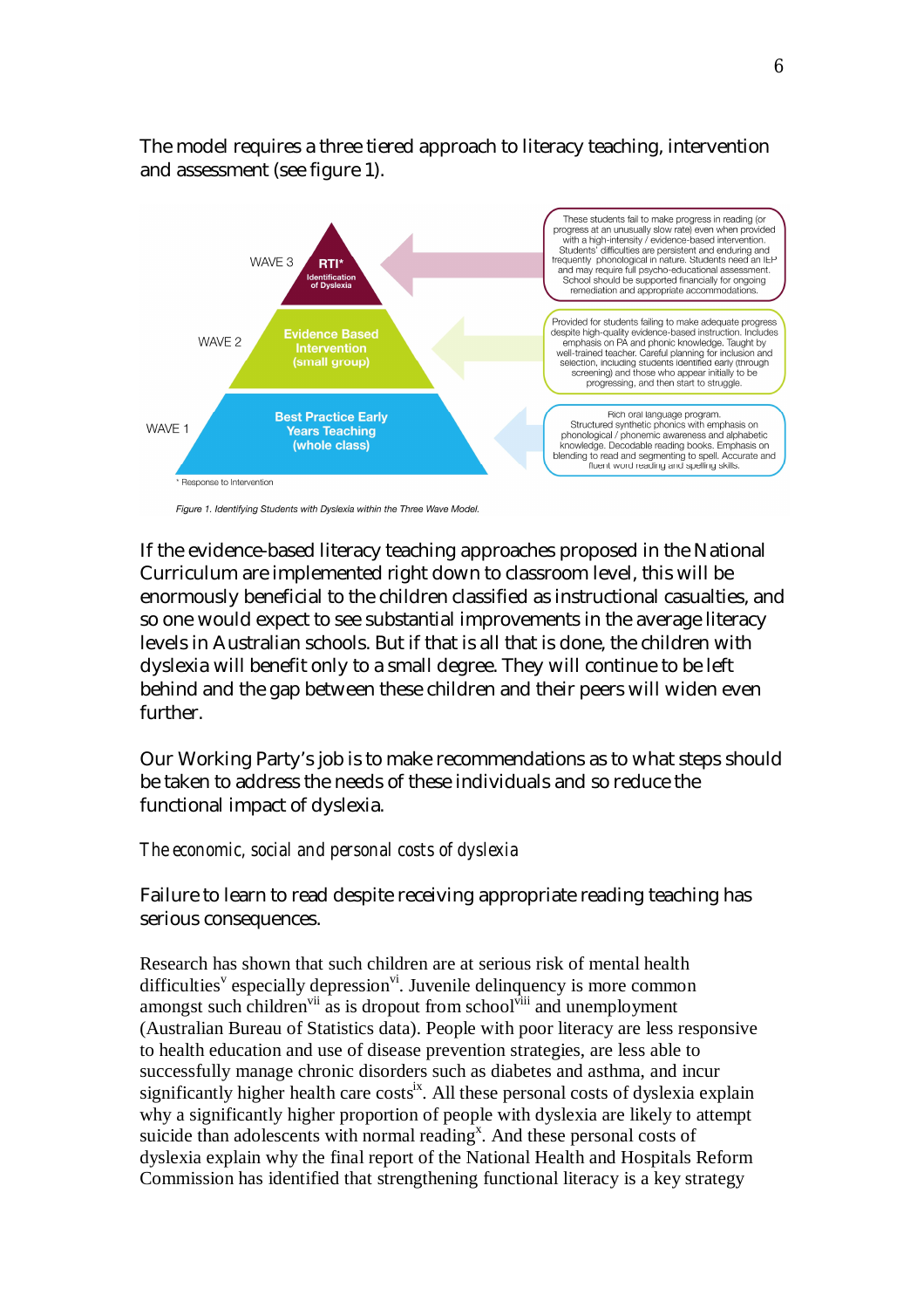The model requires a three tiered approach to literacy teaching, intervention and assessment (see figure 1).

WAVE 3 — RTI* Identification of Dyslexia

These students fail to make progress in reading (or progress at an unusually slow rate) even when provided with a high-intensity / evidence-based intervention. Students' difficulties are persistent and enduring and frequently phonological in nature. Students need an IEP and may require full psycho-educational assessment. School should be supported financially for ongoing remediation and appropriate accommodations.

WAVE 2 — Evidence Based Intervention (small group)

Provided for students failing to make adequate progress despite high-quality evidence-based instruction. Includes emphasis on PA and phonic knowledge. Taught by well-trained teacher. Careful planning for inclusion and selection, including students identified early (through screening) and those who appear initially to be progressing, and then start to struggle.

WAVE 1 — Best Practice Early Years Teaching (whole class)

Rich oral language program. Structured synthetic phonics with emphasis on phonological / phonemic awareness and alphabetic knowledge. Decodable reading books. Emphasis on blending to read and segmenting to spell. Accurate and fluent word reading and spelling skills.

\* Response to Intervention

*Figure 1. Identifying Students with Dyslexia within the Three Wave Model.*

If the evidence-based literacy teaching approaches proposed in the National Curriculum are implemented right down to classroom level, this will be enormously beneficial to the children classified as instructional casualties, and so one would expect to see substantial improvements in the average literacy levels in Australian schools. But if that is all that is done, the children with dyslexia will benefit only to a small degree. They will continue to be left behind and the gap between these children and their peers will widen even further.

Our Working Party's job is to make recommendations as to what steps should be taken to address the needs of these individuals and so reduce the functional impact of dyslexia.

*The economic, social and personal costs of dyslexia*

Failure to learn to read despite receiving appropriate reading teaching has serious consequences.

Research has shown that such children are at serious risk of mental health difficulties[v] especially depression[vi]. Juvenile delinquency is more common amongst such children[vii] as is dropout from school[viii] and unemployment (Australian Bureau of Statistics data). People with poor literacy are less responsive to health education and use of disease prevention strategies, are less able to successfully manage chronic disorders such as diabetes and asthma, and incur significantly higher health care costs[ix]. All these personal costs of dyslexia explain why a significantly higher proportion of people with dyslexia are likely to attempt suicide than adolescents with normal reading[x]. And these personal costs of dyslexia explain why the final report of the National Health and Hospitals Reform Commission has identified that strengthening functional literacy is a key strategy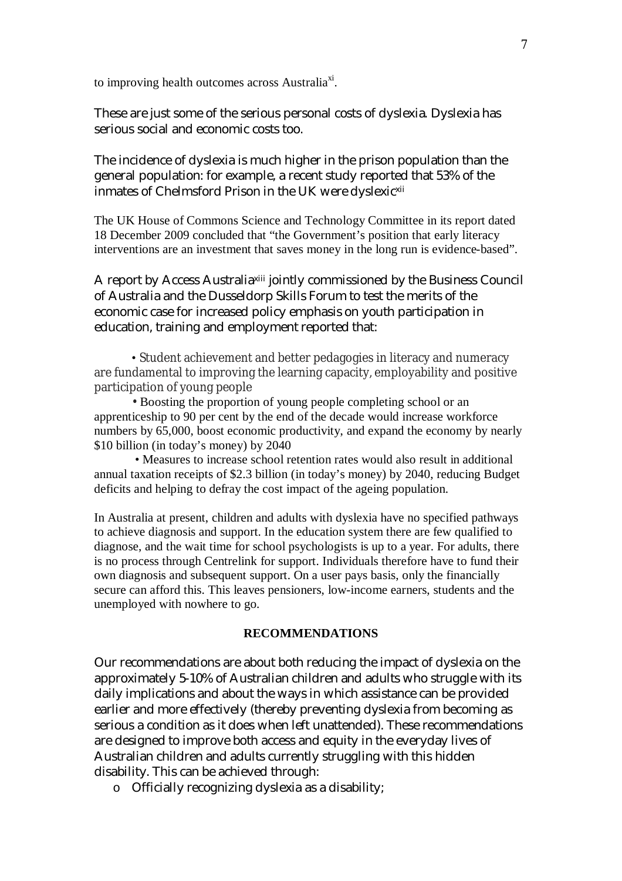to improving health outcomes across Australia[xi].

These are just some of the serious personal costs of dyslexia. Dyslexia has serious social and economic costs too.

The incidence of dyslexia is much higher in the prison population than the general population: for example, a recent study reported that 53% of the inmates of Chelmsford Prison in the UK were dyslexic[xii]

The UK House of Commons Science and Technology Committee in its report dated 18 December 2009 concluded that "the Government's position that early literacy interventions are an investment that saves money in the long run is evidence-based".

A report by Access Australia[xiii] jointly commissioned by the Business Council of Australia and the Dusseldorp Skills Forum to test the merits of the economic case for increased policy emphasis on youth participation in education, training and employment reported that:

- Student achievement and better pedagogies in literacy and numeracy are fundamental to improving the learning capacity, employability and positive participation of young people
- Boosting the proportion of young people completing school or an apprenticeship to 90 per cent by the end of the decade would increase workforce numbers by 65,000, boost economic productivity, and expand the economy by nearly $10 billion (in today's money) by 2040
- Measures to increase school retention rates would also result in additional annual taxation receipts of $2.3 billion (in today's money) by 2040, reducing Budget deficits and helping to defray the cost impact of the ageing population.

In Australia at present, children and adults with dyslexia have no specified pathways to achieve diagnosis and support. In the education system there are few qualified to diagnose, and the wait time for school psychologists is up to a year. For adults, there is no process through Centrelink for support. Individuals therefore have to fund their own diagnosis and subsequent support. On a user pays basis, only the financially secure can afford this. This leaves pensioners, low-income earners, students and the unemployed with nowhere to go.

## RECOMMENDATIONS

Our recommendations are about both reducing the impact of dyslexia on the approximately 5-10% of Australian children and adults who struggle with its daily implications and about the ways in which assistance can be provided earlier and more effectively (thereby preventing dyslexia from becoming as serious a condition as it does when left unattended). These recommendations are designed to improve both access and equity in the everyday lives of Australian children and adults currently struggling with this hidden disability. This can be achieved through:

- Officially recognizing dyslexia as a disability;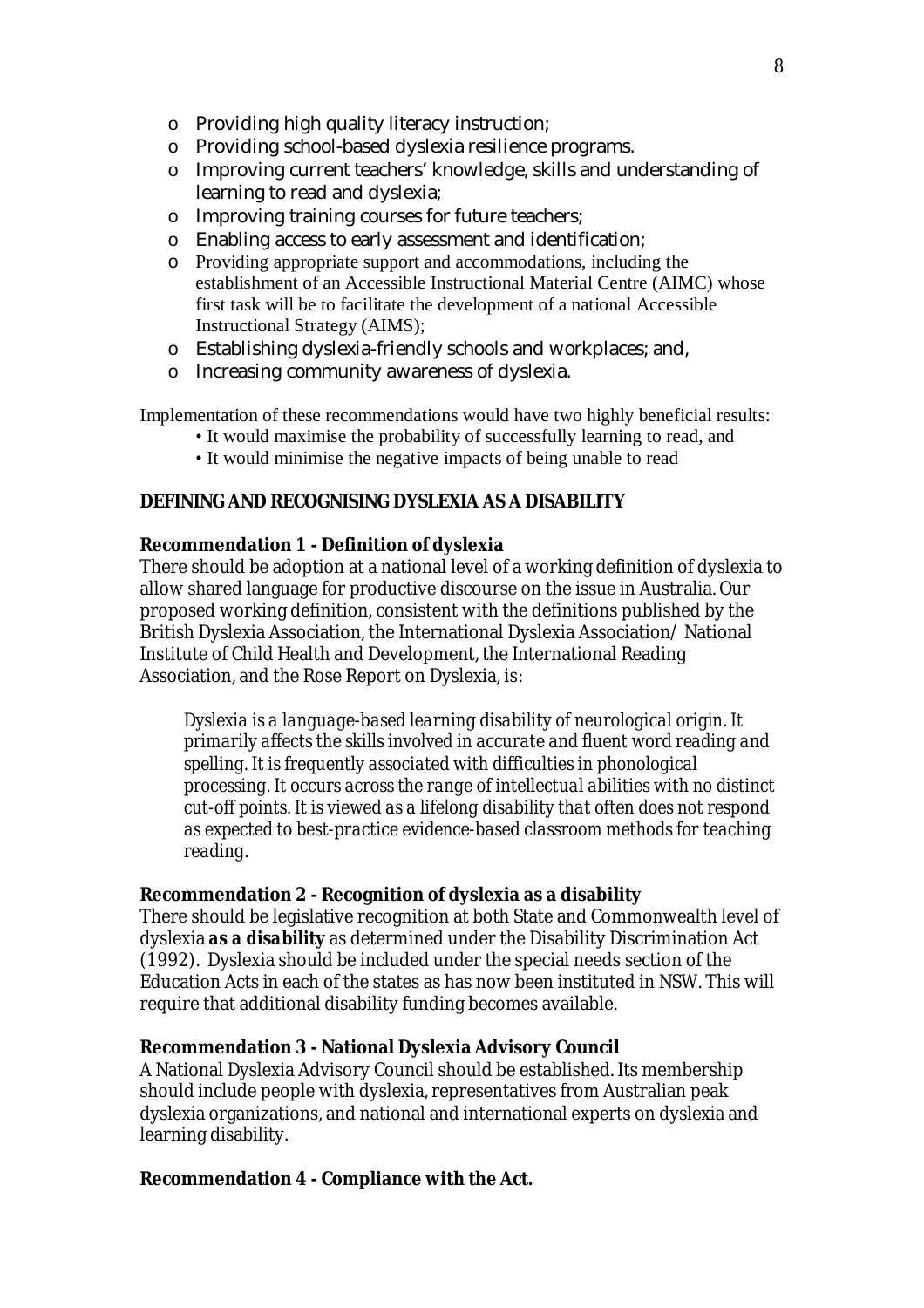- Providing high quality literacy instruction;
- Providing school-based dyslexia resilience programs.
- Improving current teachers' knowledge, skills and understanding of learning to read and dyslexia;
- Improving training courses for future teachers;
- Enabling access to early assessment and identification;
- Providing appropriate support and accommodations, including the establishment of an Accessible Instructional Material Centre (AIMC) whose first task will be to facilitate the development of a national Accessible Instructional Strategy (AIMS);
- Establishing dyslexia-friendly schools and workplaces; and,
- Increasing community awareness of dyslexia.

Implementation of these recommendations would have two highly beneficial results:

- It would maximise the probability of successfully learning to read, and
- It would minimise the negative impacts of being unable to read

## DEFINING AND RECOGNISING DYSLEXIA AS A DISABILITY

### Recommendation 1 - Definition of dyslexia

There should be adoption at a national level of a working definition of dyslexia to allow shared language for productive discourse on the issue in Australia. Our proposed working definition, consistent with the definitions published by the British Dyslexia Association, the International Dyslexia Association/ National Institute of Child Health and Development, the International Reading Association, and the Rose Report on Dyslexia, is:

> *Dyslexia is a language-based learning disability of neurological origin. It primarily affects the skills involved in accurate and fluent word reading and spelling. It is frequently associated with difficulties in phonological processing. It occurs across the range of intellectual abilities with no distinct cut-off points. It is viewed as a lifelong disability that often does not respond as expected to best-practice evidence-based classroom methods for teaching reading.*

### Recommendation 2 - Recognition of dyslexia as a disability

There should be legislative recognition at both State and Commonwealth level of dyslexia **as a disability** as determined under the Disability Discrimination Act (1992). Dyslexia should be included under the special needs section of the Education Acts in each of the states as has now been instituted in NSW. This will require that additional disability funding becomes available.

### Recommendation 3 - National Dyslexia Advisory Council

A National Dyslexia Advisory Council should be established. Its membership should include people with dyslexia, representatives from Australian peak dyslexia organizations, and national and international experts on dyslexia and learning disability.

### Recommendation 4 - Compliance with the Act.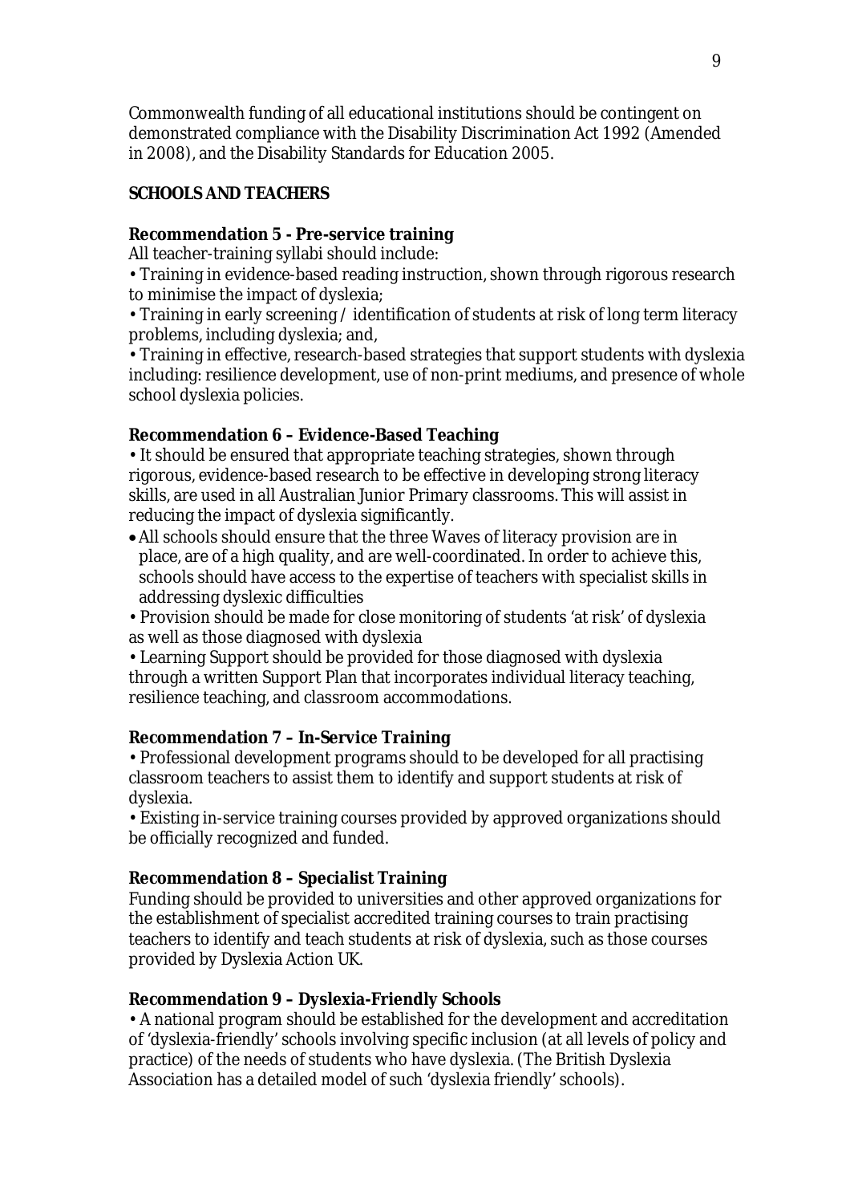Commonwealth funding of all educational institutions should be contingent on demonstrated compliance with the Disability Discrimination Act 1992 (Amended in 2008), and the Disability Standards for Education 2005.

**SCHOOLS AND TEACHERS**

**Recommendation 5 - Pre-service training**

All teacher-training syllabi should include:

- Training in evidence-based reading instruction, shown through rigorous research to minimise the impact of dyslexia;
- Training in early screening / identification of students at risk of long term literacy problems, including dyslexia; and,
- Training in effective, research-based strategies that support students with dyslexia including: resilience development, use of non-print mediums, and presence of whole school dyslexia policies.

**Recommendation 6 – Evidence-Based Teaching**

- It should be ensured that appropriate teaching strategies, shown through rigorous, evidence-based research to be effective in developing strong literacy skills, are used in all Australian Junior Primary classrooms. This will assist in reducing the impact of dyslexia significantly.
- All schools should ensure that the three Waves of literacy provision are in place, are of a high quality, and are well-coordinated. In order to achieve this, schools should have access to the expertise of teachers with specialist skills in addressing dyslexic difficulties
- Provision should be made for close monitoring of students 'at risk' of dyslexia as well as those diagnosed with dyslexia
- Learning Support should be provided for those diagnosed with dyslexia through a written Support Plan that incorporates individual literacy teaching, resilience teaching, and classroom accommodations.

**Recommendation 7 – In-Service Training**

- Professional development programs should to be developed for all practising classroom teachers to assist them to identify and support students at risk of dyslexia.
- Existing in-service training courses provided by approved organizations should be officially recognized and funded.

**Recommendation 8 – Specialist Training**

Funding should be provided to universities and other approved organizations for the establishment of specialist accredited training courses to train practising teachers to identify and teach students at risk of dyslexia, such as those courses provided by Dyslexia Action UK.

**Recommendation 9 – Dyslexia-Friendly Schools**

- A national program should be established for the development and accreditation of 'dyslexia-friendly' schools involving specific inclusion (at all levels of policy and practice) of the needs of students who have dyslexia. (The British Dyslexia Association has a detailed model of such 'dyslexia friendly' schools).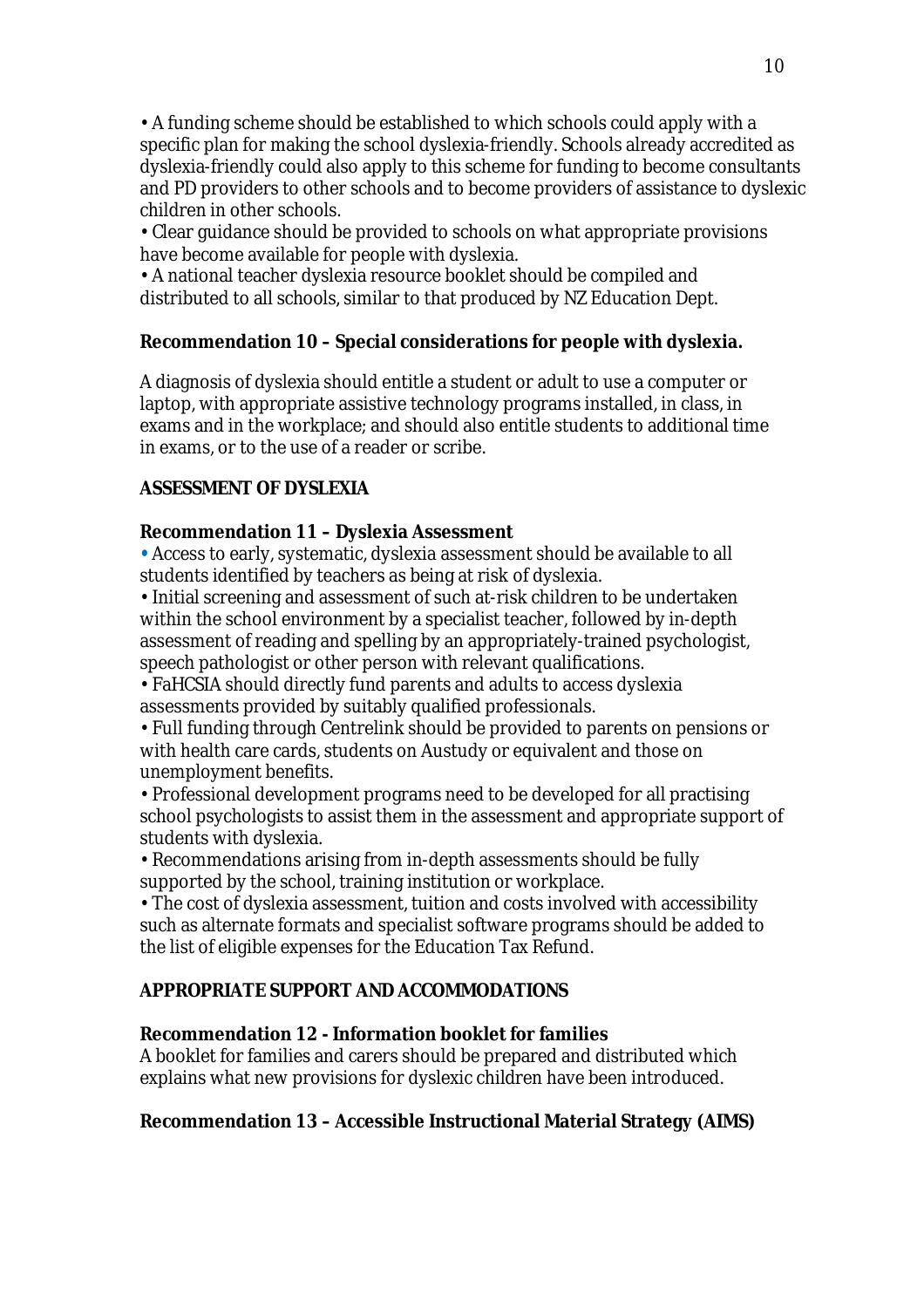- A funding scheme should be established to which schools could apply with a specific plan for making the school dyslexia-friendly. Schools already accredited as dyslexia-friendly could also apply to this scheme for funding to become consultants and PD providers to other schools and to become providers of assistance to dyslexic children in other schools.
- Clear guidance should be provided to schools on what appropriate provisions have become available for people with dyslexia.
- A national teacher dyslexia resource booklet should be compiled and distributed to all schools, similar to that produced by NZ Education Dept.

**Recommendation 10 – Special considerations for people with dyslexia.**

A diagnosis of dyslexia should entitle a student or adult to use a computer or laptop, with appropriate assistive technology programs installed, in class, in exams and in the workplace; and should also entitle students to additional time in exams, or to the use of a reader or scribe.

## ASSESSMENT OF DYSLEXIA

**Recommendation 11 – Dyslexia Assessment**

- Access to early, systematic, dyslexia assessment should be available to all students identified by teachers as being at risk of dyslexia.
- Initial screening and assessment of such at-risk children to be undertaken within the school environment by a specialist teacher, followed by in-depth assessment of reading and spelling by an appropriately-trained psychologist, speech pathologist or other person with relevant qualifications.
- FaHCSIA should directly fund parents and adults to access dyslexia assessments provided by suitably qualified professionals.
- Full funding through Centrelink should be provided to parents on pensions or with health care cards, students on Austudy or equivalent and those on unemployment benefits.
- Professional development programs need to be developed for all practising school psychologists to assist them in the assessment and appropriate support of students with dyslexia.
- Recommendations arising from in-depth assessments should be fully supported by the school, training institution or workplace.
- The cost of dyslexia assessment, tuition and costs involved with accessibility such as alternate formats and specialist software programs should be added to the list of eligible expenses for the Education Tax Refund.

## APPROPRIATE SUPPORT AND ACCOMMODATIONS

**Recommendation 12 - Information booklet for families**

A booklet for families and carers should be prepared and distributed which explains what new provisions for dyslexic children have been introduced.

**Recommendation 13 – Accessible Instructional Material Strategy (AIMS)**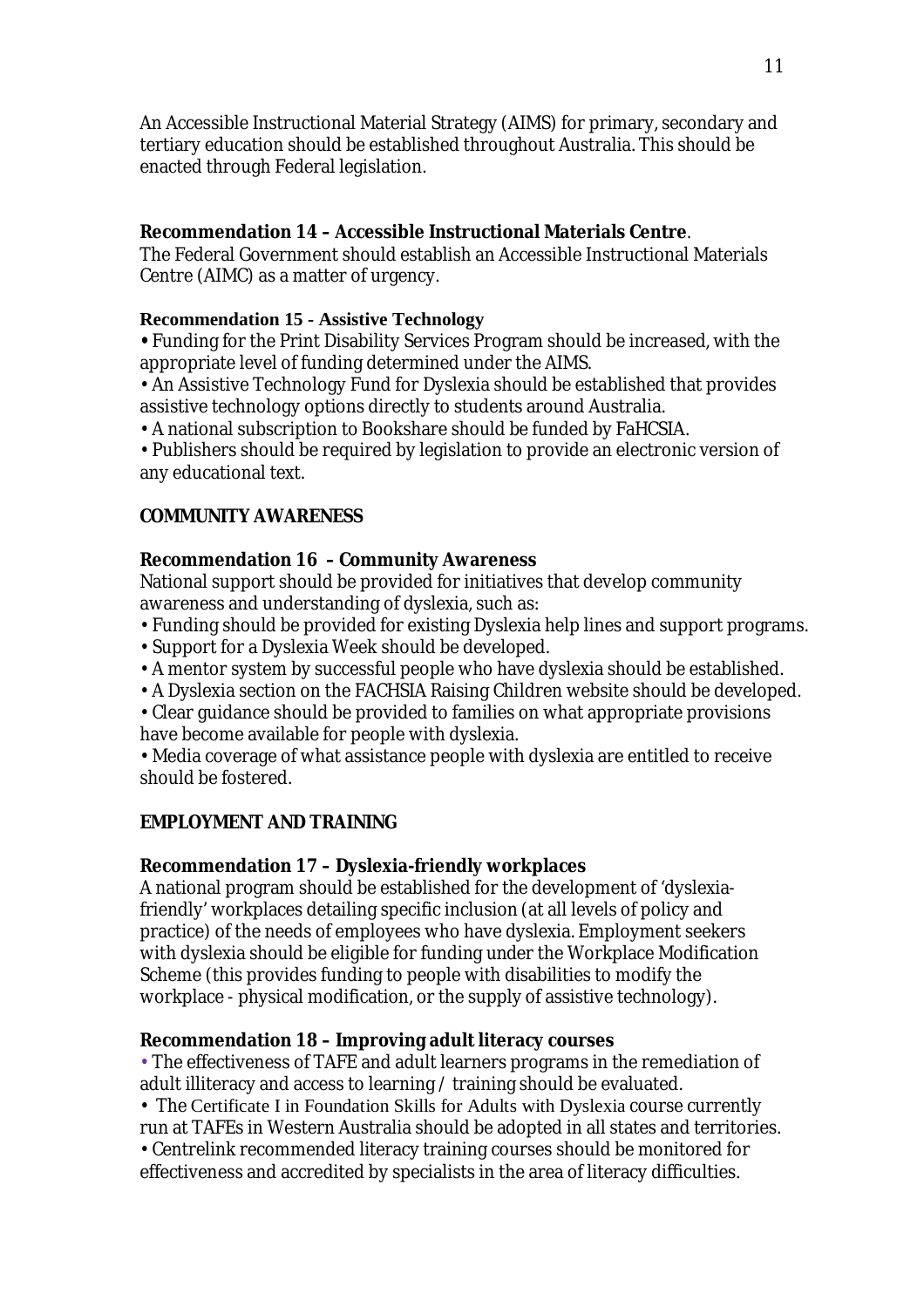An Accessible Instructional Material Strategy (AIMS) for primary, secondary and tertiary education should be established throughout Australia. This should be enacted through Federal legislation.

**Recommendation 14 – Accessible Instructional Materials Centre**.

The Federal Government should establish an Accessible Instructional Materials Centre (AIMC) as a matter of urgency.

**Recommendation 15 - Assistive Technology**

- Funding for the Print Disability Services Program should be increased, with the appropriate level of funding determined under the AIMS.
- An Assistive Technology Fund for Dyslexia should be established that provides assistive technology options directly to students around Australia.
- A national subscription to Bookshare should be funded by FaHCSIA.
- Publishers should be required by legislation to provide an electronic version of any educational text.

**COMMUNITY AWARENESS**

**Recommendation 16 – Community Awareness**

National support should be provided for initiatives that develop community awareness and understanding of dyslexia, such as:

- Funding should be provided for existing Dyslexia help lines and support programs.
- Support for a Dyslexia Week should be developed.
- A mentor system by successful people who have dyslexia should be established.
- A Dyslexia section on the FACHSIA Raising Children website should be developed.
- Clear guidance should be provided to families on what appropriate provisions have become available for people with dyslexia.
- Media coverage of what assistance people with dyslexia are entitled to receive should be fostered.

**EMPLOYMENT AND TRAINING**

**Recommendation 17 – Dyslexia-friendly workplaces**

A national program should be established for the development of 'dyslexia-friendly' workplaces detailing specific inclusion (at all levels of policy and practice) of the needs of employees who have dyslexia. Employment seekers with dyslexia should be eligible for funding under the Workplace Modification Scheme (this provides funding to people with disabilities to modify the workplace - physical modification, or the supply of assistive technology).

**Recommendation 18 – Improving adult literacy courses**

- The effectiveness of TAFE and adult learners programs in the remediation of adult illiteracy and access to learning / training should be evaluated.
- The Certificate I in Foundation Skills for Adults with Dyslexia course currently run at TAFEs in Western Australia should be adopted in all states and territories.
- Centrelink recommended literacy training courses should be monitored for effectiveness and accredited by specialists in the area of literacy difficulties.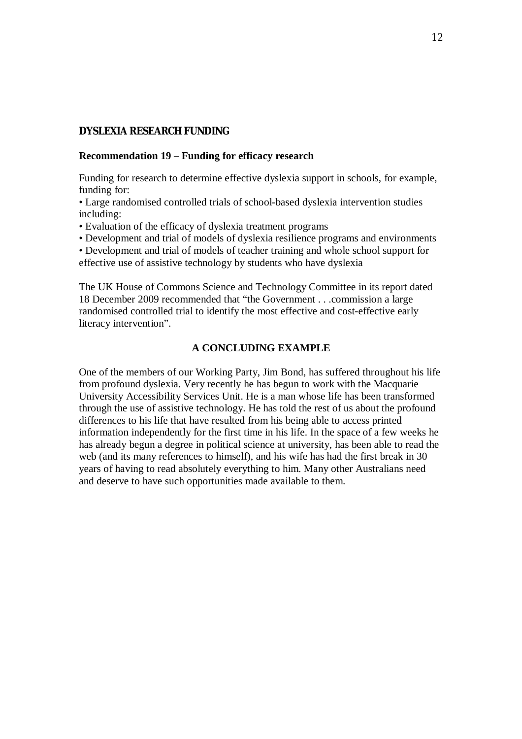## DYSLEXIA RESEARCH FUNDING

### Recommendation 19 – Funding for efficacy research

Funding for research to determine effective dyslexia support in schools, for example, funding for:

- Large randomised controlled trials of school-based dyslexia intervention studies including:
- Evaluation of the efficacy of dyslexia treatment programs
- Development and trial of models of dyslexia resilience programs and environments
- Development and trial of models of teacher training and whole school support for effective use of assistive technology by students who have dyslexia

The UK House of Commons Science and Technology Committee in its report dated 18 December 2009 recommended that "the Government . . .commission a large randomised controlled trial to identify the most effective and cost-effective early literacy intervention".

## A CONCLUDING EXAMPLE

One of the members of our Working Party, Jim Bond, has suffered throughout his life from profound dyslexia. Very recently he has begun to work with the Macquarie University Accessibility Services Unit. He is a man whose life has been transformed through the use of assistive technology. He has told the rest of us about the profound differences to his life that have resulted from his being able to access printed information independently for the first time in his life. In the space of a few weeks he has already begun a degree in political science at university, has been able to read the web (and its many references to himself), and his wife has had the first break in 30 years of having to read absolutely everything to him. Many other Australians need and deserve to have such opportunities made available to them.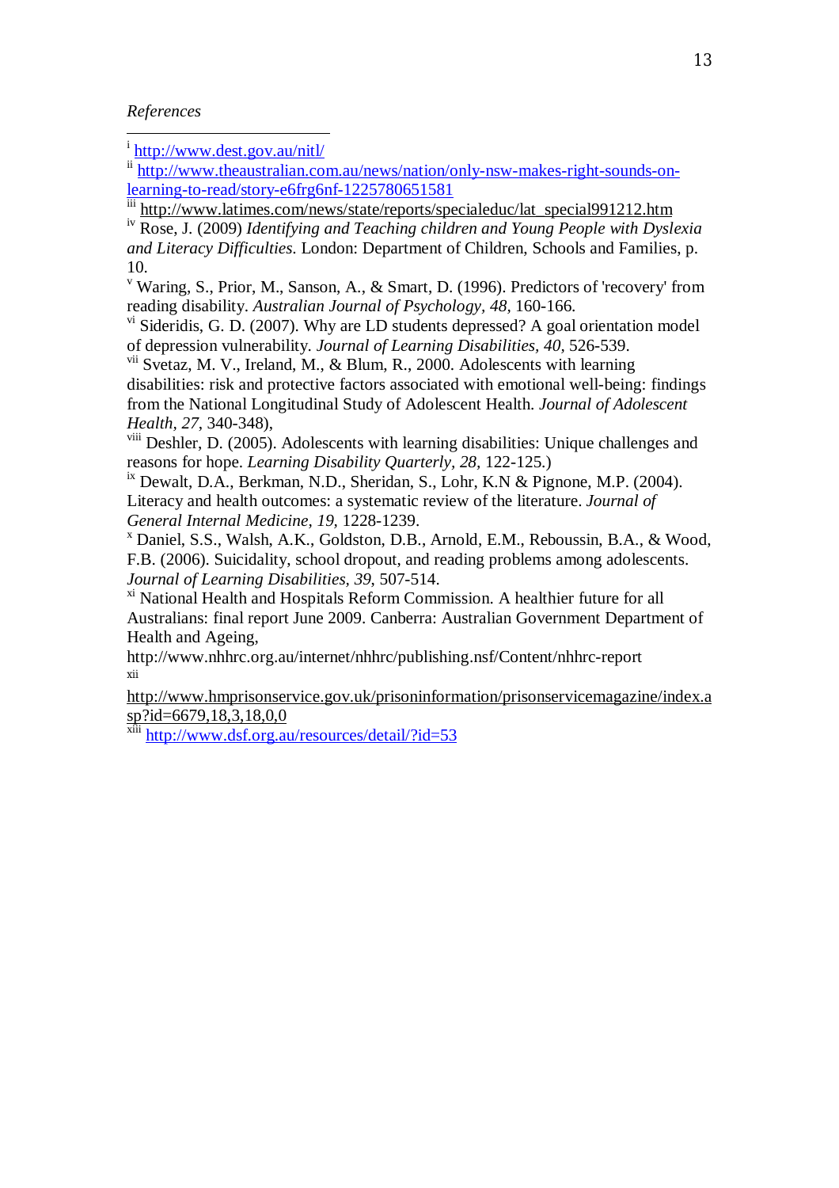*References*

[i] http://www.dest.gov.au/nitl/

[ii] http://www.theaustralian.com.au/news/nation/only-nsw-makes-right-sounds-on-learning-to-read/story-e6frg6nf-1225780651581

[iii] http://www.latimes.com/news/state/reports/specialeduc/lat_special991212.htm

[iv] Rose, J. (2009) *Identifying and Teaching children and Young People with Dyslexia and Literacy Difficulties*. London: Department of Children, Schools and Families, p. 10.

[v] Waring, S., Prior, M., Sanson, A., & Smart, D. (1996). Predictors of 'recovery' from reading disability. *Australian Journal of Psychology, 48*, 160-166.

[vi] Sideridis, G. D. (2007). Why are LD students depressed? A goal orientation model of depression vulnerability. *Journal of Learning Disabilities, 40*, 526-539.

[vii] Svetaz, M. V., Ireland, M., & Blum, R., 2000. Adolescents with learning disabilities: risk and protective factors associated with emotional well-being: findings from the National Longitudinal Study of Adolescent Health. *Journal of Adolescent Health, 27*, 340-348),

[viii] Deshler, D. (2005). Adolescents with learning disabilities: Unique challenges and reasons for hope. *Learning Disability Quarterly, 28*, 122-125.)

[ix] Dewalt, D.A., Berkman, N.D., Sheridan, S., Lohr, K.N & Pignone, M.P. (2004). Literacy and health outcomes: a systematic review of the literature. *Journal of General Internal Medicine, 19*, 1228-1239.

[x] Daniel, S.S., Walsh, A.K., Goldston, D.B., Arnold, E.M., Reboussin, B.A., & Wood, F.B. (2006). Suicidality, school dropout, and reading problems among adolescents. *Journal of Learning Disabilities, 39*, 507-514.

[xi] National Health and Hospitals Reform Commission. A healthier future for all Australians: final report June 2009. Canberra: Australian Government Department of Health and Ageing,
http://www.nhhrc.org.au/internet/nhhrc/publishing.nsf/Content/nhhrc-report

[xii] http://www.hmprisonservice.gov.uk/prisoninformation/prisonservicemagazine/index.asp?id=6679,18,3,18,0,0

[xiii] http://www.dsf.org.au/resources/detail/?id=53